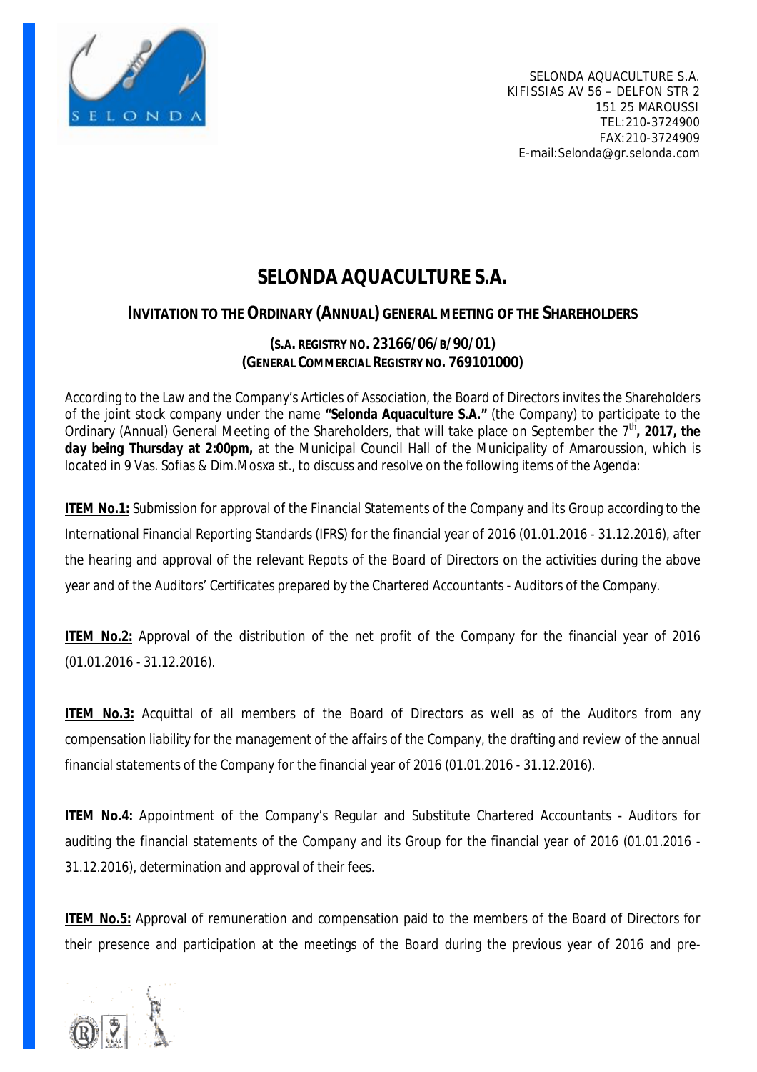SELONDA AQUACULTURE S.A.
KIFISSIAS AV 56 – DELFON STR 2
151 25 MAROUSSI
TEL:210-3724900
FAX:210-3724909
E-mail:Selonda@gr.selonda.com

# SELONDA AQUACULTURE S.A.

## INVITATION TO THE ORDINARY (ANNUAL) GENERAL MEETING OF THE SHAREHOLDERS

**(S.A. REGISTRY NO. 23166/06/B/90/01)**
**(GENERAL COMMERCIAL REGISTRY NO. 769101000)**

According to the Law and the Company's Articles of Association, the Board of Directors invites the Shareholders of the joint stock company under the name **"Selonda Aquaculture S.A."** (the Company) to participate to the Ordinary (Annual) General Meeting of the Shareholders, that will take place on September the 7th**, 2017, the day being Thursday at 2:00pm,** at the Municipal Council Hall of the Municipality of Amaroussion, which is located in 9 Vas. Sofias & Dim.Mosxa st., to discuss and resolve on the following items of the Agenda:

**ITEM No.1:** Submission for approval of the Financial Statements of the Company and its Group according to the International Financial Reporting Standards (IFRS) for the financial year of 2016 (01.01.2016 - 31.12.2016), after the hearing and approval of the relevant Repots of the Board of Directors on the activities during the above year and of the Auditors' Certificates prepared by the Chartered Accountants - Auditors of the Company.

**ITEM No.2:** Approval of the distribution of the net profit of the Company for the financial year of 2016 (01.01.2016 - 31.12.2016).

**ITEM No.3:** Acquittal of all members of the Board of Directors as well as of the Auditors from any compensation liability for the management of the affairs of the Company, the drafting and review of the annual financial statements of the Company for the financial year of 2016 (01.01.2016 - 31.12.2016).

**ITEM No.4:** Appointment of the Company's Regular and Substitute Chartered Accountants - Auditors for auditing the financial statements of the Company and its Group for the financial year of 2016 (01.01.2016 - 31.12.2016), determination and approval of their fees.

**ITEM No.5:** Approval of remuneration and compensation paid to the members of the Board of Directors for their presence and participation at the meetings of the Board during the previous year of 2016 and pre-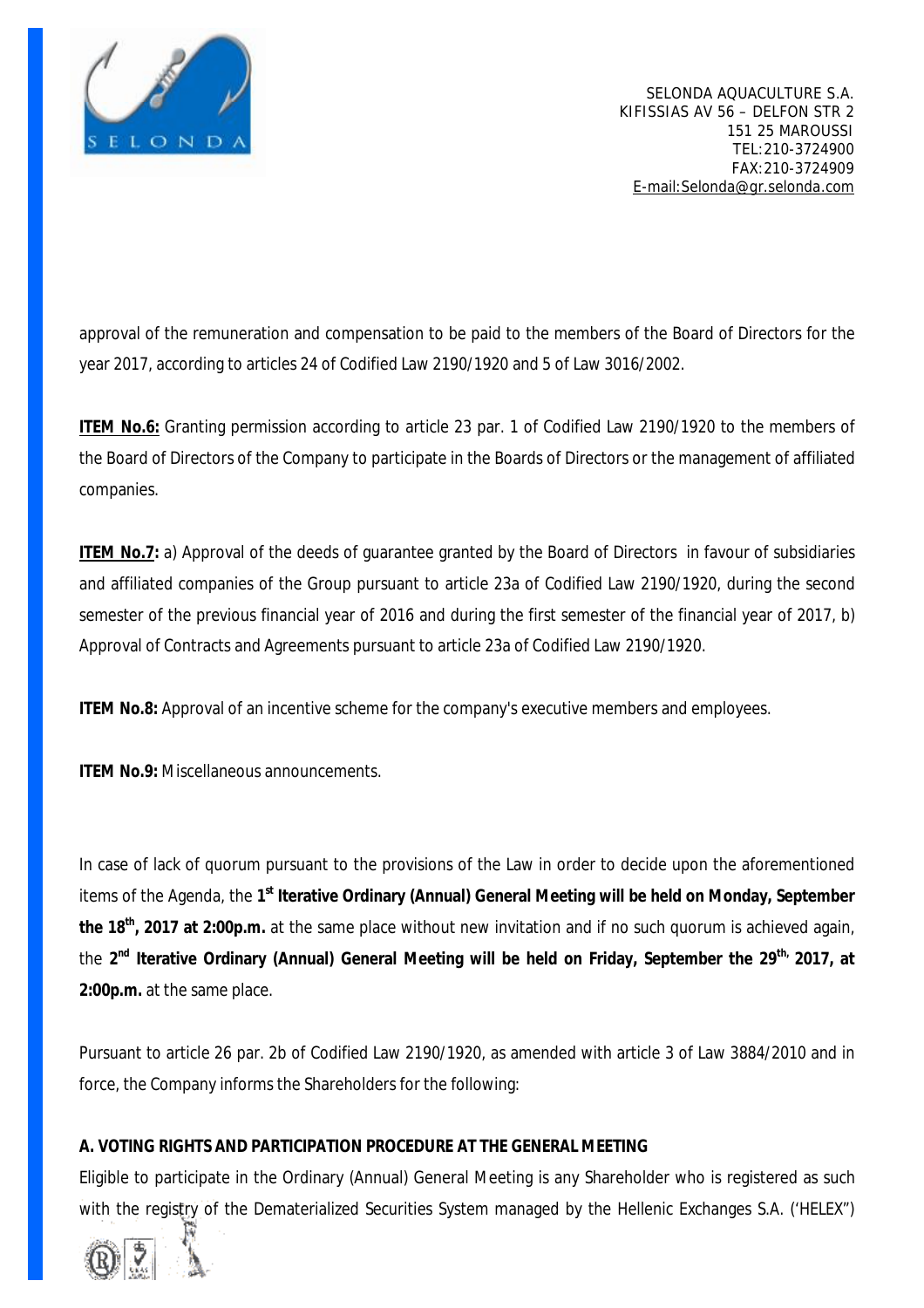approval of the remuneration and compensation to be paid to the members of the Board of Directors for the year 2017, according to articles 24 of Codified Law 2190/1920 and 5 of Law 3016/2002.

**ITEM No.6:** Granting permission according to article 23 par. 1 of Codified Law 2190/1920 to the members of the Board of Directors of the Company to participate in the Boards of Directors or the management of affiliated companies.

**ITEM No.7:** a) Approval of the deeds of guarantee granted by the Board of Directors in favour of subsidiaries and affiliated companies of the Group pursuant to article 23a of Codified Law 2190/1920, during the second semester of the previous financial year of 2016 and during the first semester of the financial year of 2017, b) Approval of Contracts and Agreements pursuant to article 23a of Codified Law 2190/1920.

**ITEM No.8:** Approval of an incentive scheme for the company's executive members and employees.

**ITEM No.9:** Miscellaneous announcements.

In case of lack of quorum pursuant to the provisions of the Law in order to decide upon the aforementioned items of the Agenda, the **1st Iterative Ordinary (Annual) General Meeting will be held on Monday, September the 18th, 2017 at 2:00p.m.** at the same place without new invitation and if no such quorum is achieved again, the **2nd Iterative Ordinary (Annual) General Meeting will be held on Friday, September the 29th, 2017, at 2:00p.m.** at the same place.

Pursuant to article 26 par. 2b of Codified Law 2190/1920, as amended with article 3 of Law 3884/2010 and in force, the Company informs the Shareholders for the following:

**A. VOTING RIGHTS AND PARTICIPATION PROCEDURE AT THE GENERAL MEETING**

Eligible to participate in the Ordinary (Annual) General Meeting is any Shareholder who is registered as such with the registry of the Dematerialized Securities System managed by the Hellenic Exchanges S.A. ('HELEX")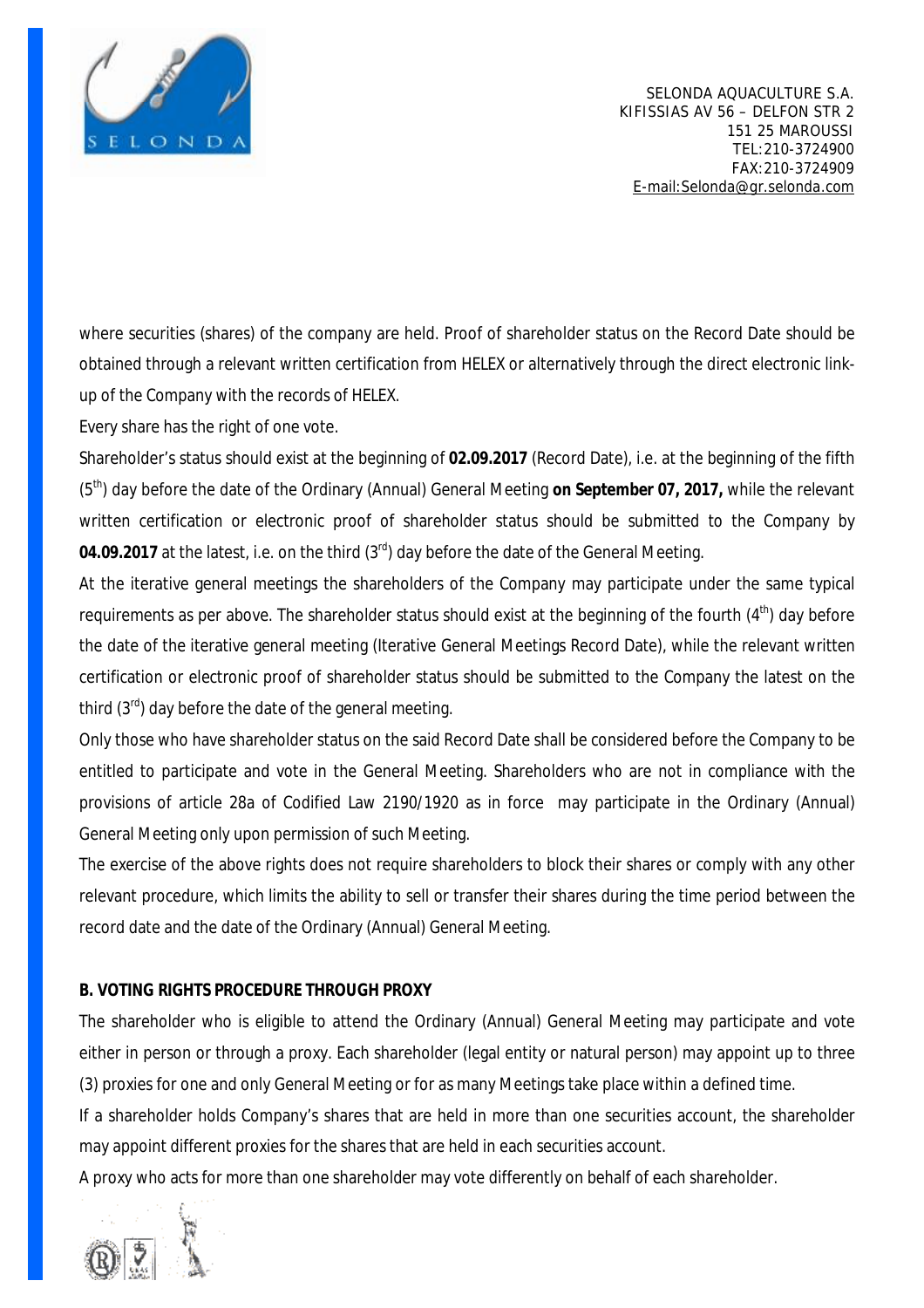where securities (shares) of the company are held. Proof of shareholder status on the Record Date should be obtained through a relevant written certification from HELEX or alternatively through the direct electronic link-up of the Company with the records of HELEX.

Every share has the right of one vote.

Shareholder's status should exist at the beginning of **02.09.2017** (Record Date), i.e. at the beginning of the fifth (5th) day before the date of the Ordinary (Annual) General Meeting **on September 07, 2017,** while the relevant written certification or electronic proof of shareholder status should be submitted to the Company by **04.09.2017** at the latest, i.e. on the third (3rd) day before the date of the General Meeting.

At the iterative general meetings the shareholders of the Company may participate under the same typical requirements as per above. The shareholder status should exist at the beginning of the fourth (4th) day before the date of the iterative general meeting (Iterative General Meetings Record Date), while the relevant written certification or electronic proof of shareholder status should be submitted to the Company the latest on the third (3rd) day before the date of the general meeting.

Only those who have shareholder status on the said Record Date shall be considered before the Company to be entitled to participate and vote in the General Meeting. Shareholders who are not in compliance with the provisions of article 28a of Codified Law 2190/1920 as in force may participate in the Ordinary (Annual) General Meeting only upon permission of such Meeting.

The exercise of the above rights does not require shareholders to block their shares or comply with any other relevant procedure, which limits the ability to sell or transfer their shares during the time period between the record date and the date of the Ordinary (Annual) General Meeting.

**B. VOTING RIGHTS PROCEDURE THROUGH PROXY**

The shareholder who is eligible to attend the Ordinary (Annual) General Meeting may participate and vote either in person or through a proxy. Each shareholder (legal entity or natural person) may appoint up to three (3) proxies for one and only General Meeting or for as many Meetings take place within a defined time.

If a shareholder holds Company's shares that are held in more than one securities account, the shareholder may appoint different proxies for the shares that are held in each securities account.

A proxy who acts for more than one shareholder may vote differently on behalf of each shareholder.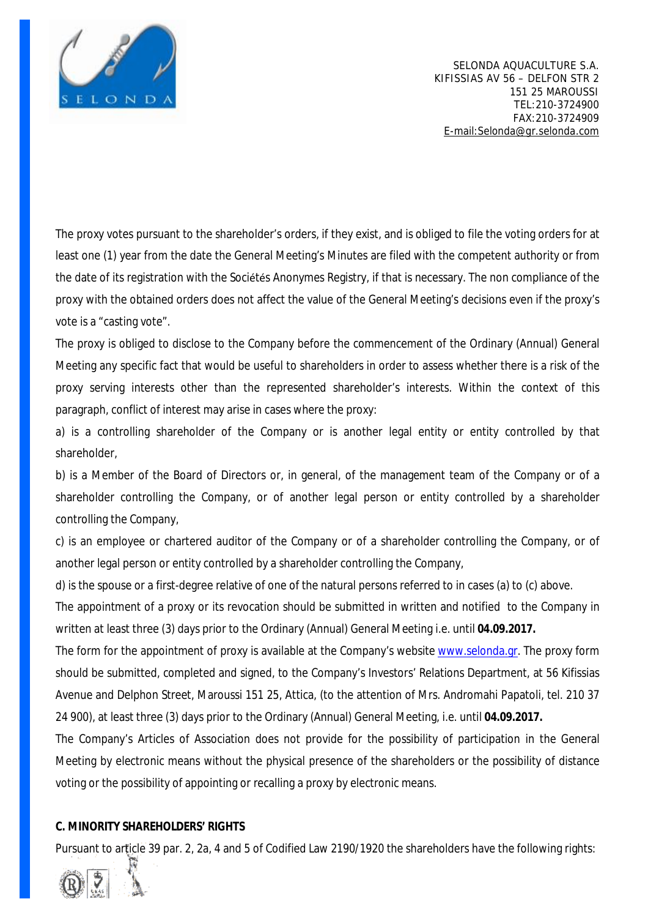The proxy votes pursuant to the shareholder's orders, if they exist, and is obliged to file the voting orders for at least one (1) year from the date the General Meeting's Minutes are filed with the competent authority or from the date of its registration with the Sociétés Anonymes Registry, if that is necessary. The non compliance of the proxy with the obtained orders does not affect the value of the General Meeting's decisions even if the proxy's vote is a "casting vote".

The proxy is obliged to disclose to the Company before the commencement of the Ordinary (Annual) General Meeting any specific fact that would be useful to shareholders in order to assess whether there is a risk of the proxy serving interests other than the represented shareholder's interests. Within the context of this paragraph, conflict of interest may arise in cases where the proxy:

a) is a controlling shareholder of the Company or is another legal entity or entity controlled by that shareholder,

b) is a Member of the Board of Directors or, in general, of the management team of the Company or of a shareholder controlling the Company, or of another legal person or entity controlled by a shareholder controlling the Company,

c) is an employee or chartered auditor of the Company or of a shareholder controlling the Company, or of another legal person or entity controlled by a shareholder controlling the Company,

d) is the spouse or a first-degree relative of one of the natural persons referred to in cases (a) to (c) above.

The appointment of a proxy or its revocation should be submitted in written and notified to the Company in written at least three (3) days prior to the Ordinary (Annual) General Meeting i.e. until **04.09.2017.**

The form for the appointment of proxy is available at the Company's website www.selonda.gr. The proxy form should be submitted, completed and signed, to the Company's Investors' Relations Department, at 56 Kifissias Avenue and Delphon Street, Maroussi 151 25, Attica, (to the attention of Mrs. Andromahi Papatoli, tel. 210 37 24 900), at least three (3) days prior to the Ordinary (Annual) General Meeting, i.e. until **04.09.2017.**

The Company's Articles of Association does not provide for the possibility of participation in the General Meeting by electronic means without the physical presence of the shareholders or the possibility of distance voting or the possibility of appointing or recalling a proxy by electronic means.

**C. MINORITY SHAREHOLDERS' RIGHTS**

Pursuant to article 39 par. 2, 2a, 4 and 5 of Codified Law 2190/1920 the shareholders have the following rights: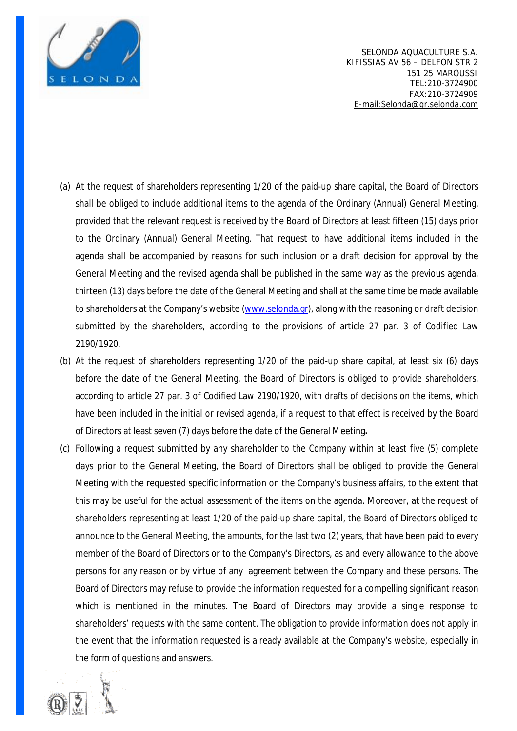(a) At the request of shareholders representing 1/20 of the paid-up share capital, the Board of Directors shall be obliged to include additional items to the agenda of the Ordinary (Annual) General Meeting, provided that the relevant request is received by the Board of Directors at least fifteen (15) days prior to the Ordinary (Annual) General Meeting. That request to have additional items included in the agenda shall be accompanied by reasons for such inclusion or a draft decision for approval by the General Meeting and the revised agenda shall be published in the same way as the previous agenda, thirteen (13) days before the date of the General Meeting and shall at the same time be made available to shareholders at the Company's website (www.selonda.gr), along with the reasoning or draft decision submitted by the shareholders, according to the provisions of article 27 par. 3 of Codified Law 2190/1920.

(b) At the request of shareholders representing 1/20 of the paid-up share capital, at least six (6) days before the date of the General Meeting, the Board of Directors is obliged to provide shareholders, according to article 27 par. 3 of Codified Law 2190/1920, with drafts of decisions on the items, which have been included in the initial or revised agenda, if a request to that effect is received by the Board of Directors at least seven (7) days before the date of the General Meeting.

(c) Following a request submitted by any shareholder to the Company within at least five (5) complete days prior to the General Meeting, the Board of Directors shall be obliged to provide the General Meeting with the requested specific information on the Company's business affairs, to the extent that this may be useful for the actual assessment of the items on the agenda. Moreover, at the request of shareholders representing at least 1/20 of the paid-up share capital, the Board of Directors obliged to announce to the General Meeting, the amounts, for the last two (2) years, that have been paid to every member of the Board of Directors or to the Company's Directors, as and every allowance to the above persons for any reason or by virtue of any agreement between the Company and these persons. The Board of Directors may refuse to provide the information requested for a compelling significant reason which is mentioned in the minutes. The Board of Directors may provide a single response to shareholders' requests with the same content. The obligation to provide information does not apply in the event that the information requested is already available at the Company's website, especially in the form of questions and answers.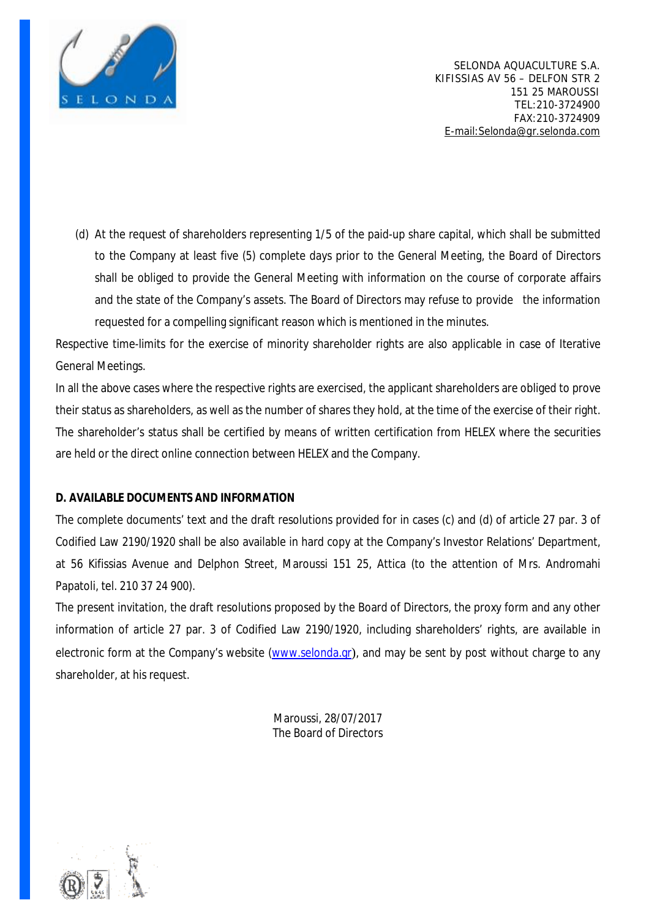(d) At the request of shareholders representing 1/5 of the paid-up share capital, which shall be submitted to the Company at least five (5) complete days prior to the General Meeting, the Board of Directors shall be obliged to provide the General Meeting with information on the course of corporate affairs and the state of the Company's assets. The Board of Directors may refuse to provide the information requested for a compelling significant reason which is mentioned in the minutes.

Respective time-limits for the exercise of minority shareholder rights are also applicable in case of Iterative General Meetings.

In all the above cases where the respective rights are exercised, the applicant shareholders are obliged to prove their status as shareholders, as well as the number of shares they hold, at the time of the exercise of their right. The shareholder's status shall be certified by means of written certification from HELEX where the securities are held or the direct online connection between HELEX and the Company.

**D. AVAILABLE DOCUMENTS AND INFORMATION**

The complete documents' text and the draft resolutions provided for in cases (c) and (d) of article 27 par. 3 of Codified Law 2190/1920 shall be also available in hard copy at the Company's Investor Relations' Department, at 56 Kifissias Avenue and Delphon Street, Maroussi 151 25, Attica (to the attention of Mrs. Andromahi Papatoli, tel. 210 37 24 900).

The present invitation, the draft resolutions proposed by the Board of Directors, the proxy form and any other information of article 27 par. 3 of Codified Law 2190/1920, including shareholders' rights, are available in electronic form at the Company's website (www.selonda.gr), and may be sent by post without charge to any shareholder, at his request.

Maroussi, 28/07/2017

The Board of Directors